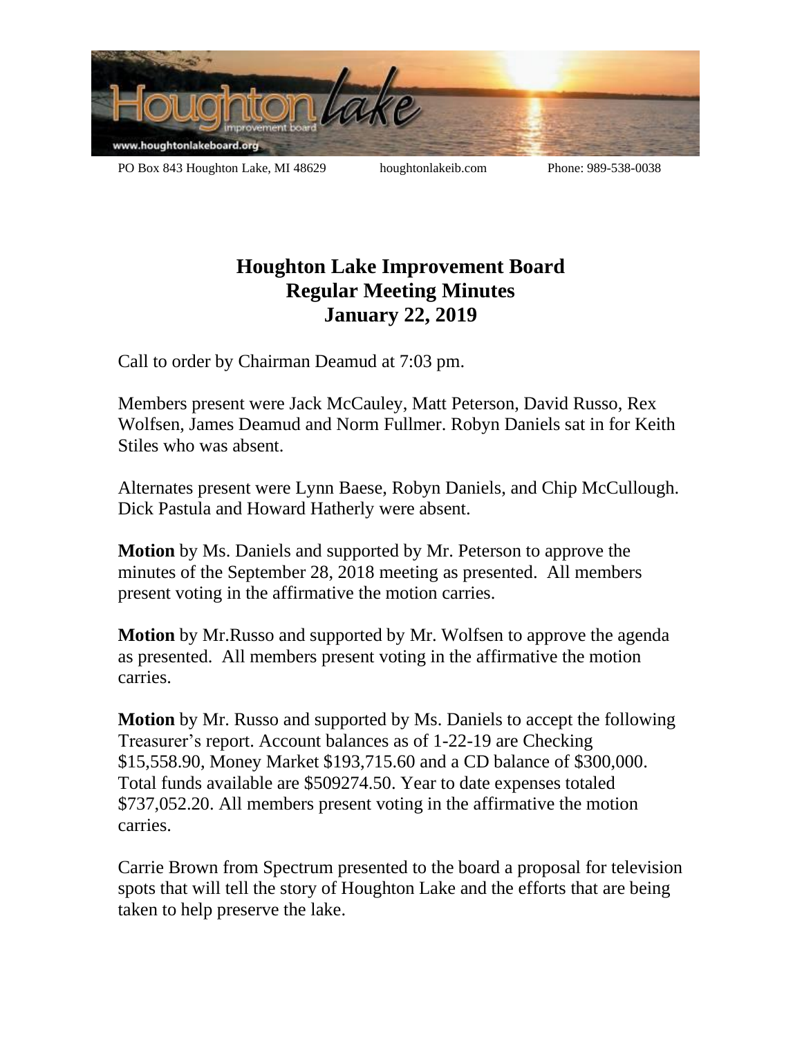PO Box 843 Houghton Lake, MI 48629 houghtonlakeib.com Phone: 989-538-0038

# Houghton Lake Improvement Board
## Regular Meeting Minutes
## January 22, 2019

Call to order by Chairman Deamud at 7:03 pm.

Members present were Jack McCauley, Matt Peterson, David Russo, Rex Wolfsen, James Deamud and Norm Fullmer. Robyn Daniels sat in for Keith Stiles who was absent.

Alternates present were Lynn Baese, Robyn Daniels, and Chip McCullough. Dick Pastula and Howard Hatherly were absent.

**Motion** by Ms. Daniels and supported by Mr. Peterson to approve the minutes of the September 28, 2018 meeting as presented. All members present voting in the affirmative the motion carries.

**Motion** by Mr.Russo and supported by Mr. Wolfsen to approve the agenda as presented. All members present voting in the affirmative the motion carries.

**Motion** by Mr. Russo and supported by Ms. Daniels to accept the following Treasurer's report. Account balances as of 1-22-19 are Checking $15,558.90, Money Market $193,715.60 and a CD balance of $300,000. Total funds available are $509274.50. Year to date expenses totaled $737,052.20. All members present voting in the affirmative the motion carries.

Carrie Brown from Spectrum presented to the board a proposal for television spots that will tell the story of Houghton Lake and the efforts that are being taken to help preserve the lake.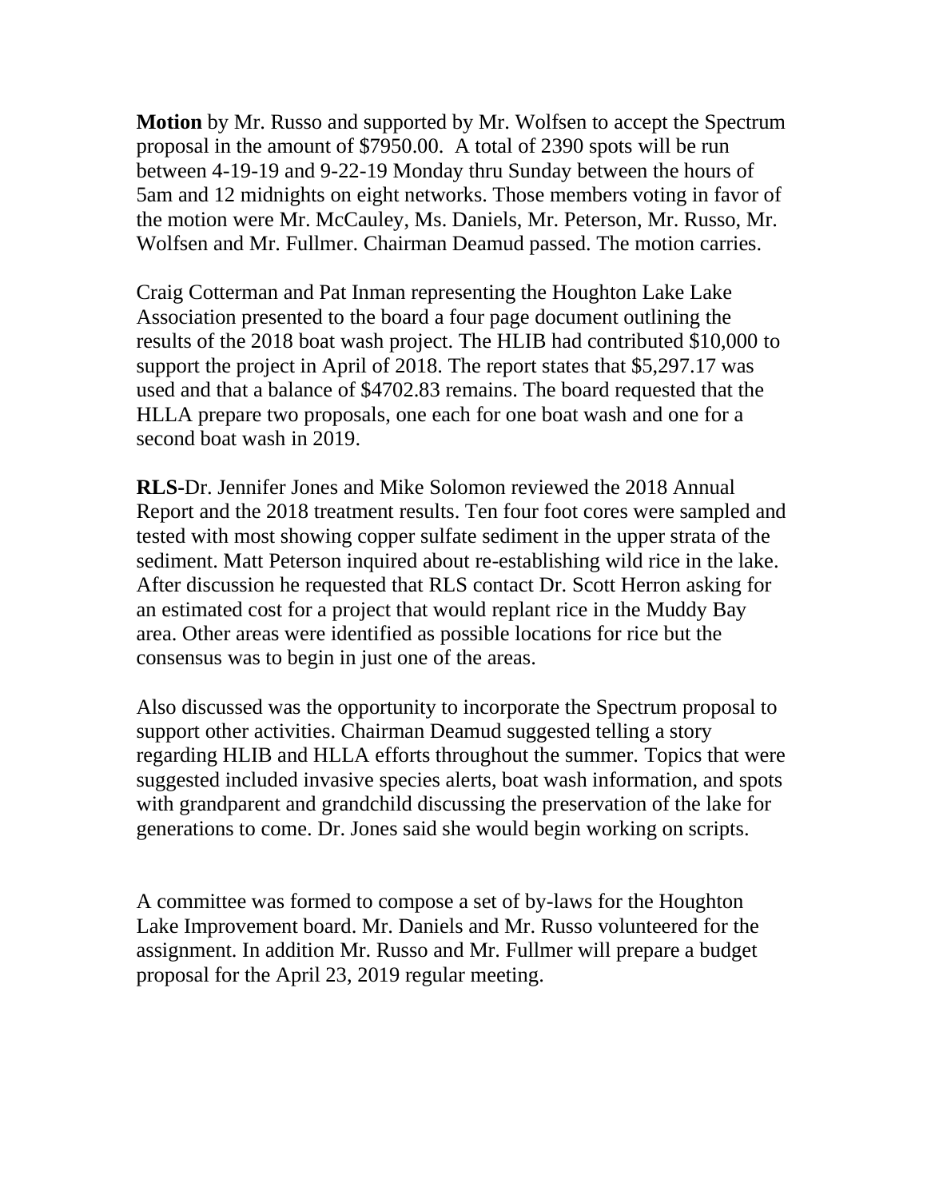**Motion** by Mr. Russo and supported by Mr. Wolfsen to accept the Spectrum proposal in the amount of $7950.00. A total of 2390 spots will be run between 4-19-19 and 9-22-19 Monday thru Sunday between the hours of 5am and 12 midnights on eight networks. Those members voting in favor of the motion were Mr. McCauley, Ms. Daniels, Mr. Peterson, Mr. Russo, Mr. Wolfsen and Mr. Fullmer. Chairman Deamud passed. The motion carries.

Craig Cotterman and Pat Inman representing the Houghton Lake Lake Association presented to the board a four page document outlining the results of the 2018 boat wash project. The HLIB had contributed $10,000 to support the project in April of 2018. The report states that $5,297.17 was used and that a balance of $4702.83 remains. The board requested that the HLLA prepare two proposals, one each for one boat wash and one for a second boat wash in 2019.

**RLS-**Dr. Jennifer Jones and Mike Solomon reviewed the 2018 Annual Report and the 2018 treatment results. Ten four foot cores were sampled and tested with most showing copper sulfate sediment in the upper strata of the sediment. Matt Peterson inquired about re-establishing wild rice in the lake. After discussion he requested that RLS contact Dr. Scott Herron asking for an estimated cost for a project that would replant rice in the Muddy Bay area. Other areas were identified as possible locations for rice but the consensus was to begin in just one of the areas.

Also discussed was the opportunity to incorporate the Spectrum proposal to support other activities. Chairman Deamud suggested telling a story regarding HLIB and HLLA efforts throughout the summer. Topics that were suggested included invasive species alerts, boat wash information, and spots with grandparent and grandchild discussing the preservation of the lake for generations to come. Dr. Jones said she would begin working on scripts.

A committee was formed to compose a set of by-laws for the Houghton Lake Improvement board. Mr. Daniels and Mr. Russo volunteered for the assignment. In addition Mr. Russo and Mr. Fullmer will prepare a budget proposal for the April 23, 2019 regular meeting.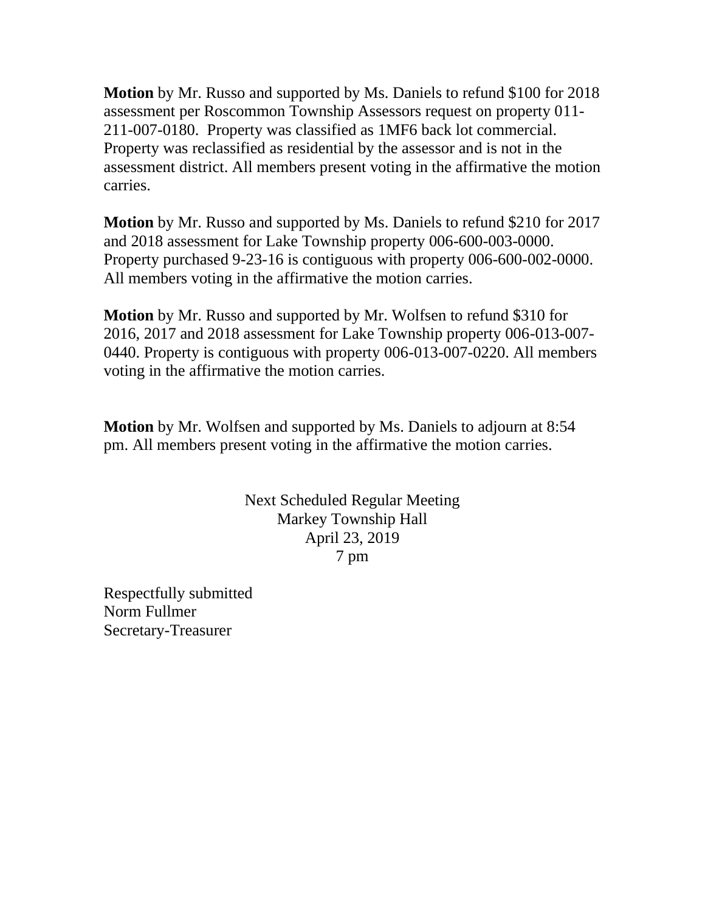**Motion** by Mr. Russo and supported by Ms. Daniels to refund $100 for 2018 assessment per Roscommon Township Assessors request on property 011-211-007-0180. Property was classified as 1MF6 back lot commercial. Property was reclassified as residential by the assessor and is not in the assessment district. All members present voting in the affirmative the motion carries.

**Motion** by Mr. Russo and supported by Ms. Daniels to refund $210 for 2017 and 2018 assessment for Lake Township property 006-600-003-0000. Property purchased 9-23-16 is contiguous with property 006-600-002-0000. All members voting in the affirmative the motion carries.

**Motion** by Mr. Russo and supported by Mr. Wolfsen to refund $310 for 2016, 2017 and 2018 assessment for Lake Township property 006-013-007-0440. Property is contiguous with property 006-013-007-0220. All members voting in the affirmative the motion carries.

**Motion** by Mr. Wolfsen and supported by Ms. Daniels to adjourn at 8:54 pm. All members present voting in the affirmative the motion carries.

Next Scheduled Regular Meeting
Markey Township Hall
April 23, 2019
7 pm

Respectfully submitted
Norm Fullmer
Secretary-Treasurer